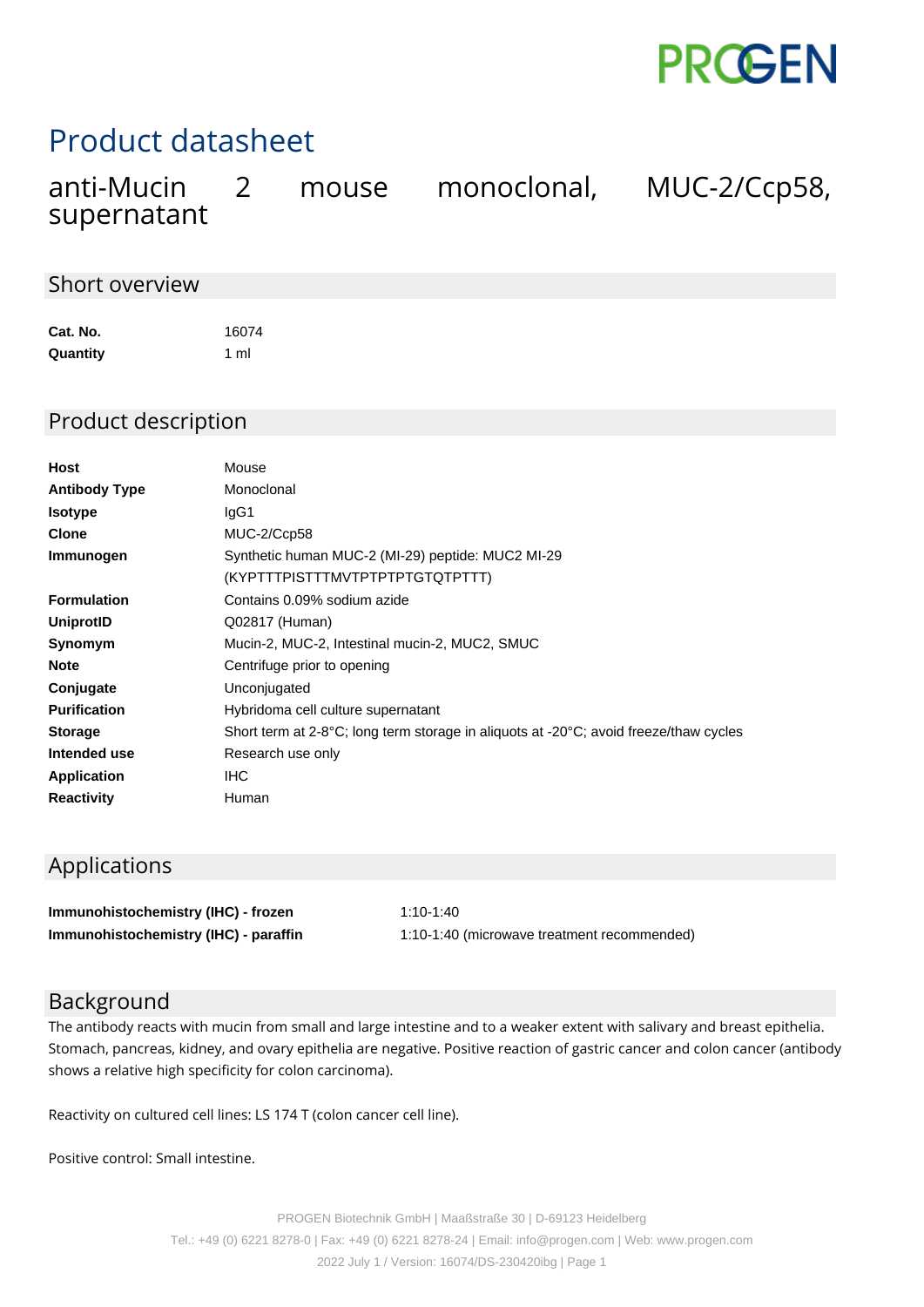# Product datasheet

## anti-Mucin 2 mouse monoclonal, MUC-2/Ccp58, supernatant

## Short overview

| | |
|---|---|
| **Cat. No.** | 16074 |
| **Quantity** | 1 ml |

## Product description

| | |
|---|---|
| **Host** | Mouse |
| **Antibody Type** | Monoclonal |
| **Isotype** | IgG1 |
| **Clone** | MUC-2/Ccp58 |
| **Immunogen** | Synthetic human MUC-2 (MI-29) peptide: MUC2 MI-29 (KYPTTTPISTTTMVTPTPTPTGTQTPTTT) |
| **Formulation** | Contains 0.09% sodium azide |
| **UniprotID** | Q02817 (Human) |
| **Synomym** | Mucin-2, MUC-2, Intestinal mucin-2, MUC2, SMUC |
| **Note** | Centrifuge prior to opening |
| **Conjugate** | Unconjugated |
| **Purification** | Hybridoma cell culture supernatant |
| **Storage** | Short term at 2-8°C; long term storage in aliquots at -20°C; avoid freeze/thaw cycles |
| **Intended use** | Research use only |
| **Application** | IHC |
| **Reactivity** | Human |

## Applications

| | |
|---|---|
| **Immunohistochemistry (IHC) - frozen** | 1:10-1:40 |
| **Immunohistochemistry (IHC) - paraffin** | 1:10-1:40 (microwave treatment recommended) |

## Background

The antibody reacts with mucin from small and large intestine and to a weaker extent with salivary and breast epithelia. Stomach, pancreas, kidney, and ovary epithelia are negative. Positive reaction of gastric cancer and colon cancer (antibody shows a relative high specificity for colon carcinoma).

Reactivity on cultured cell lines: LS 174 T (colon cancer cell line).

Positive control: Small intestine.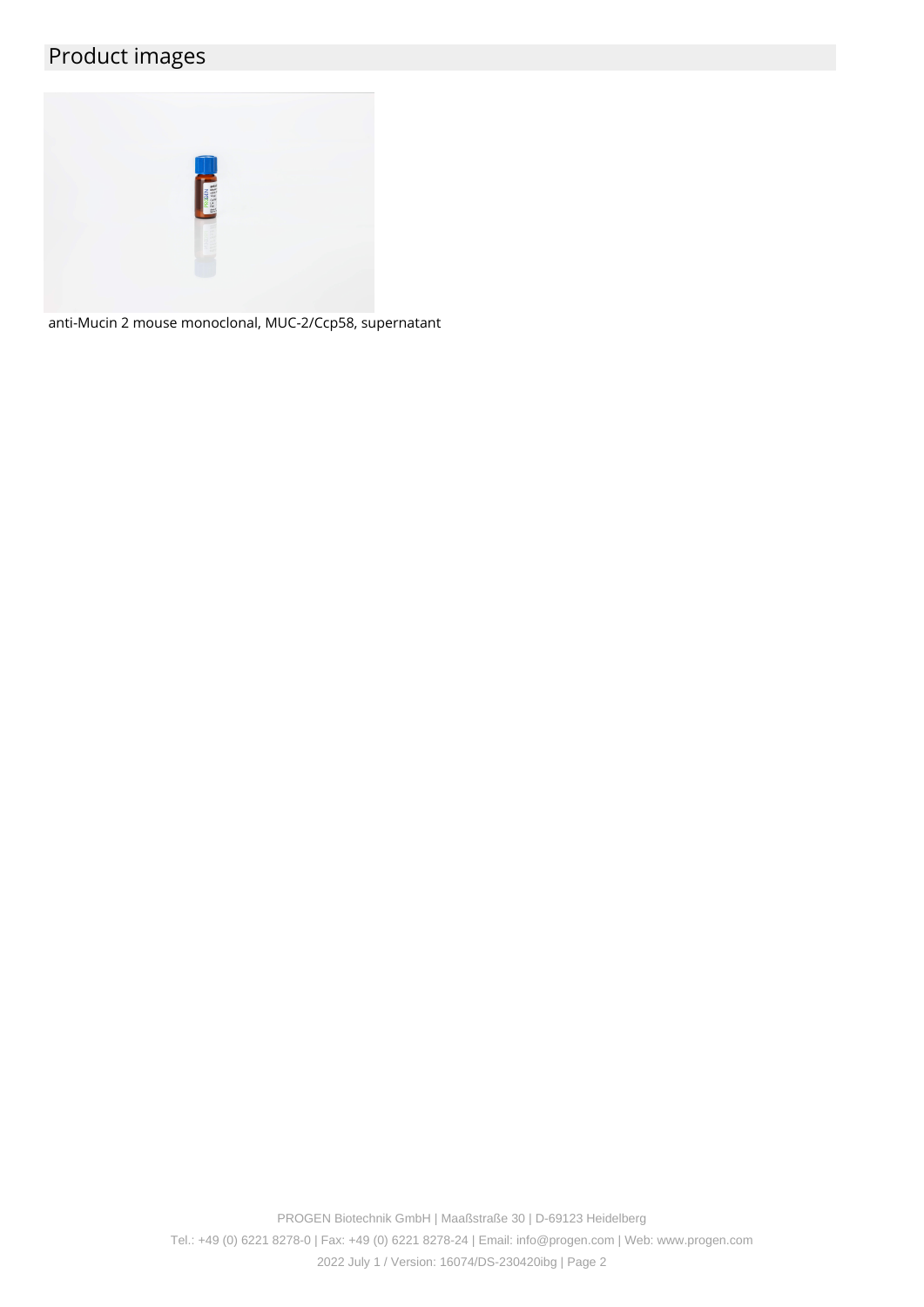## Product images

anti-Mucin 2 mouse monoclonal, MUC-2/Ccp58, supernatant